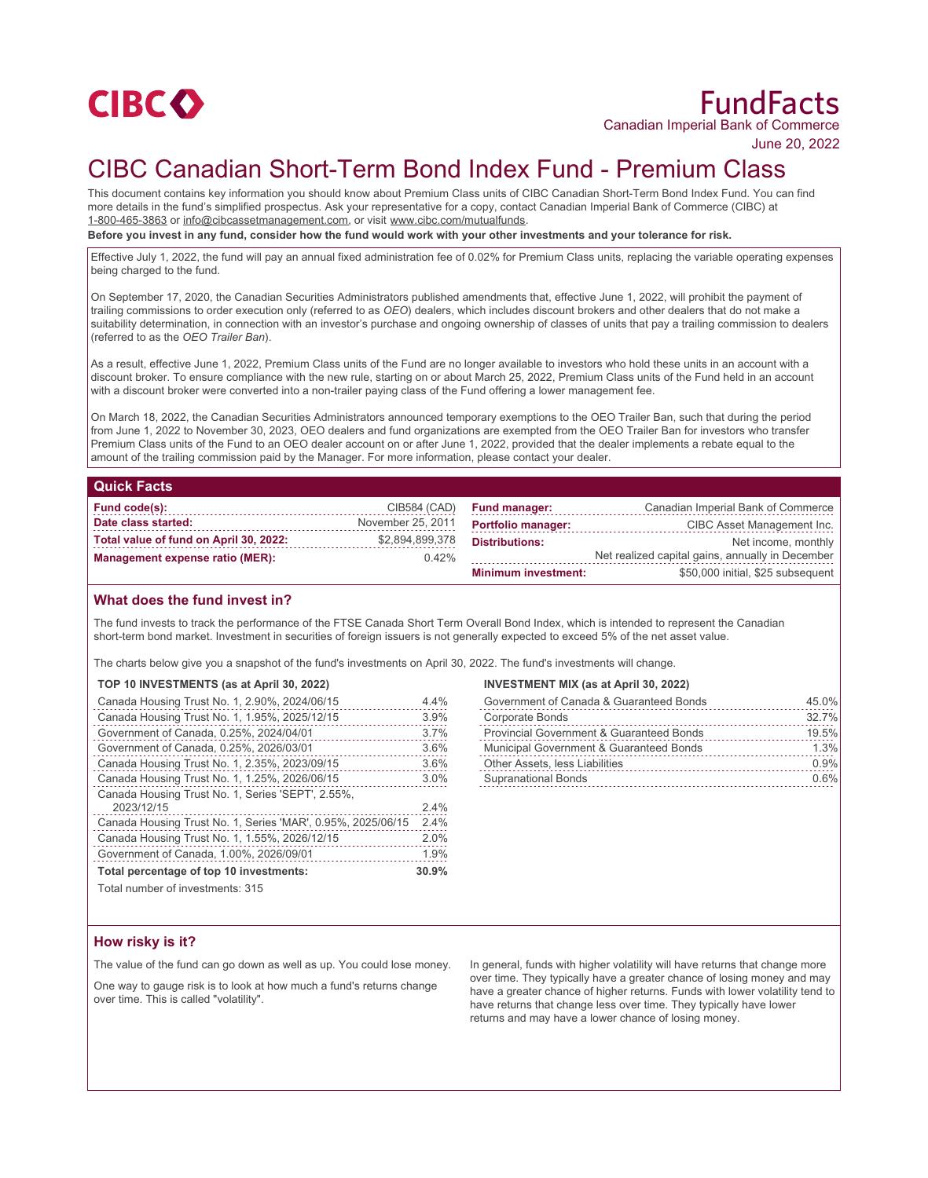CIBC

# FundFacts

Canadian Imperial Bank of Commerce

June 20, 2022

# CIBC Canadian Short-Term Bond Index Fund - Premium Class

This document contains key information you should know about Premium Class units of CIBC Canadian Short-Term Bond Index Fund. You can find more details in the fund's simplified prospectus. Ask your representative for a copy, contact Canadian Imperial Bank of Commerce (CIBC) at 1-800-465-3863 or info@cibcassetmanagement.com, or visit www.cibc.com/mutualfunds.

**Before you invest in any fund, consider how the fund would work with your other investments and your tolerance for risk.**

Effective July 1, 2022, the fund will pay an annual fixed administration fee of 0.02% for Premium Class units, replacing the variable operating expenses being charged to the fund.

On September 17, 2020, the Canadian Securities Administrators published amendments that, effective June 1, 2022, will prohibit the payment of trailing commissions to order execution only (referred to as *OEO*) dealers, which includes discount brokers and other dealers that do not make a suitability determination, in connection with an investor's purchase and ongoing ownership of classes of units that pay a trailing commission to dealers (referred to as the *OEO Trailer Ban*).

As a result, effective June 1, 2022, Premium Class units of the Fund are no longer available to investors who hold these units in an account with a discount broker. To ensure compliance with the new rule, starting on or about March 25, 2022, Premium Class units of the Fund held in an account with a discount broker were converted into a non-trailer paying class of the Fund offering a lower management fee.

On March 18, 2022, the Canadian Securities Administrators announced temporary exemptions to the OEO Trailer Ban, such that during the period from June 1, 2022 to November 30, 2023, OEO dealers and fund organizations are exempted from the OEO Trailer Ban for investors who transfer Premium Class units of the Fund to an OEO dealer account on or after June 1, 2022, provided that the dealer implements a rebate equal to the amount of the trailing commission paid by the Manager. For more information, please contact your dealer.

## Quick Facts

| | |
|---|---|
| **Fund code(s):** | CIB584 (CAD) |
| **Date class started:** | November 25, 2011 |
| **Total value of fund on April 30, 2022:** | $2,894,899,378 |
| **Management expense ratio (MER):** | 0.42% |
| **Fund manager:** | Canadian Imperial Bank of Commerce |
| **Portfolio manager:** | CIBC Asset Management Inc. |
| **Distributions:** | Net income, monthly<br>Net realized capital gains, annually in December |
| **Minimum investment:** | $50,000 initial, $25 subsequent |

## What does the fund invest in?

The fund invests to track the performance of the FTSE Canada Short Term Overall Bond Index, which is intended to represent the Canadian short-term bond market. Investment in securities of foreign issuers is not generally expected to exceed 5% of the net asset value.

The charts below give you a snapshot of the fund's investments on April 30, 2022. The fund's investments will change.

**TOP 10 INVESTMENTS (as at April 30, 2022)**

| Investment | % |
|---|---|
| Canada Housing Trust No. 1, 2.90%, 2024/06/15 | 4.4% |
| Canada Housing Trust No. 1, 1.95%, 2025/12/15 | 3.9% |
| Government of Canada, 0.25%, 2024/04/01 | 3.7% |
| Government of Canada, 0.25%, 2026/03/01 | 3.6% |
| Canada Housing Trust No. 1, 2.35%, 2023/09/15 | 3.6% |
| Canada Housing Trust No. 1, 1.25%, 2026/06/15 | 3.0% |
| Canada Housing Trust No. 1, Series 'SEPT', 2.55%, 2023/12/15 | 2.4% |
| Canada Housing Trust No. 1, Series 'MAR', 0.95%, 2025/06/15 | 2.4% |
| Canada Housing Trust No. 1, 1.55%, 2026/12/15 | 2.0% |
| Government of Canada, 1.00%, 2026/09/01 | 1.9% |
| **Total percentage of top 10 investments:** | **30.9%** |

Total number of investments: 315

**INVESTMENT MIX (as at April 30, 2022)**

| Category | % |
|---|---|
| Government of Canada & Guaranteed Bonds | 45.0% |
| Corporate Bonds | 32.7% |
| Provincial Government & Guaranteed Bonds | 19.5% |
| Municipal Government & Guaranteed Bonds | 1.3% |
| Other Assets, less Liabilities | 0.9% |
| Supranational Bonds | 0.6% |

## How risky is it?

The value of the fund can go down as well as up. You could lose money.

One way to gauge risk is to look at how much a fund's returns change over time. This is called "volatility".

In general, funds with higher volatility will have returns that change more over time. They typically have a greater chance of losing money and may have a greater chance of higher returns. Funds with lower volatility tend to have returns that change less over time. They typically have lower returns and may have a lower chance of losing money.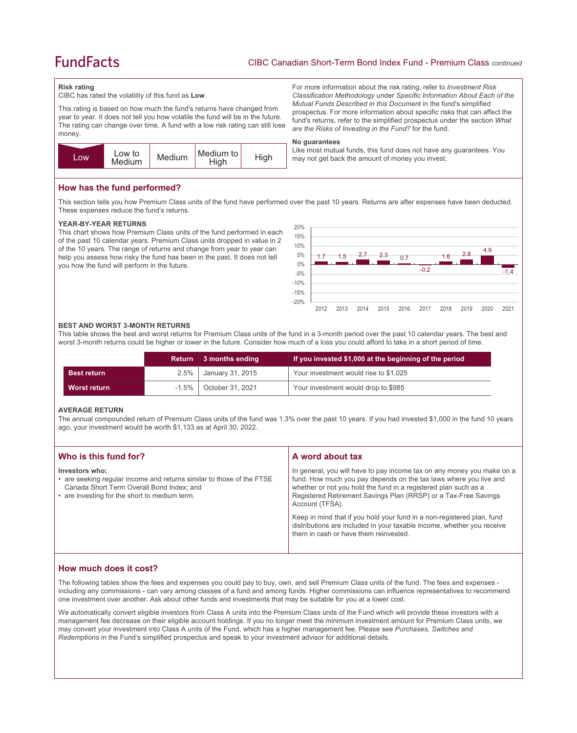**Risk rating**

CIBC has rated the volatility of this fund as **Low**.

This rating is based on how much the fund's returns have changed from year to year. It does not tell you how volatile the fund will be in the future. The rating can change over time. A fund with a low risk rating can still lose money.

| Low | Low to Medium | Medium | Medium to High | High |
|---|---|---|---|---|

For more information about the risk rating, refer to *Investment Risk Classification Methodology* under *Specific Information About Each of the Mutual Funds Described in this Document* in the fund's simplified prospectus. For more information about specific risks that can affect the fund's returns, refer to the simplified prospectus under the section *What are the Risks of Investing in the Fund?* for the fund.

**No guarantees**

Like most mutual funds, this fund does not have any guarantees. You may not get back the amount of money you invest.

## How has the fund performed?

This section tells you how Premium Class units of the fund have performed over the past 10 years. Returns are after expenses have been deducted. These expenses reduce the fund's returns.

### YEAR-BY-YEAR RETURNS

This chart shows how Premium Class units of the fund performed in each of the past 10 calendar years. Premium Class units dropped in value in 2 of the 10 years. The range of returns and change from year to year can help you assess how risky the fund has been in the past. It does not tell you how the fund will perform in the future.

| Year | 2012 | 2013 | 2014 | 2015 | 2016 | 2017 | 2018 | 2019 | 2020 | 2021 |
|---|---|---|---|---|---|---|---|---|---|---|
| Return (%) | 1.7 | 1.5 | 2.7 | 2.3 | 0.7 | -0.2 | 1.6 | 2.8 | 4.9 | -1.4 |

### BEST AND WORST 3-MONTH RETURNS

This table shows the best and worst returns for Premium Class units of the fund in a 3-month period over the past 10 calendar years. The best and worst 3-month returns could be higher or lower in the future. Consider how much of a loss you could afford to take in a short period of time.

| | Return | 3 months ending | If you invested $1,000 at the beginning of the period |
|---|---|---|---|
| **Best return** | 2.5% | January 31, 2015 | Your investment would rise to $1,025 |
| **Worst return** | -1.5% | October 31, 2021 | Your investment would drop to $985 |

### AVERAGE RETURN

The annual compounded return of Premium Class units of the fund was 1.3% over the past 10 years. If you had invested $1,000 in the fund 10 years ago, your investment would be worth $1,133 as at April 30, 2022.

## Who is this fund for?

**Investors who:**

- are seeking regular income and returns similar to those of the FTSE Canada Short Term Overall Bond Index; and
- are investing for the short to medium term.

## A word about tax

In general, you will have to pay income tax on any money you make on a fund. How much you pay depends on the tax laws where you live and whether or not you hold the fund in a registered plan such as a Registered Retirement Savings Plan (RRSP) or a Tax-Free Savings Account (TFSA).

Keep in mind that if you hold your fund in a non-registered plan, fund distributions are included in your taxable income, whether you receive them in cash or have them reinvested.

## How much does it cost?

The following tables show the fees and expenses you could pay to buy, own, and sell Premium Class units of the fund. The fees and expenses - including any commissions - can vary among classes of a fund and among funds. Higher commissions can influence representatives to recommend one investment over another. Ask about other funds and investments that may be suitable for you at a lower cost.

We automatically convert eligible investors from Class A units into the Premium Class units of the Fund which will provide these investors with a management fee decrease on their eligible account holdings. If you no longer meet the minimum investment amount for Premium Class units, we may convert your investment into Class A units of the Fund, which has a higher management fee. Please see *Purchases, Switches and Redemptions* in the Fund's simplified prospectus and speak to your investment advisor for additional details.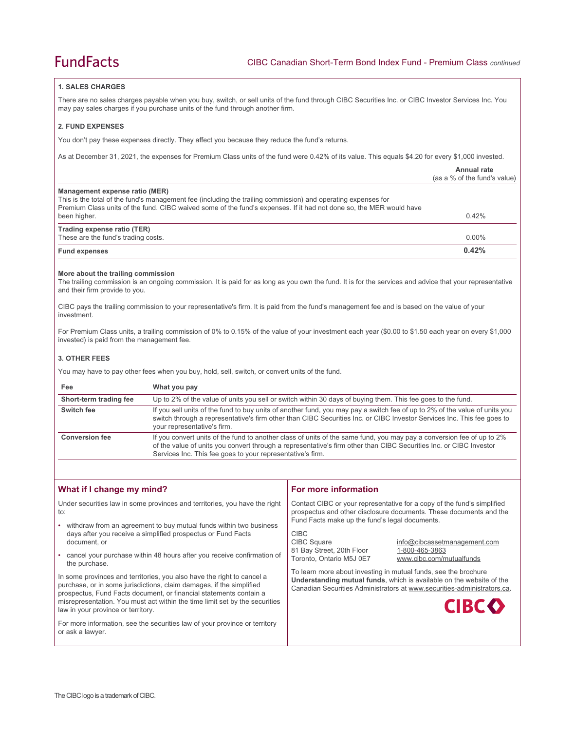### 1. SALES CHARGES

There are no sales charges payable when you buy, switch, or sell units of the fund through CIBC Securities Inc. or CIBC Investor Services Inc. You may pay sales charges if you purchase units of the fund through another firm.

### 2. FUND EXPENSES

You don't pay these expenses directly. They affect you because they reduce the fund's returns.

As at December 31, 2021, the expenses for Premium Class units of the fund were 0.42% of its value. This equals $4.20 for every $1,000 invested.

| | **Annual rate** (as a % of the fund's value) |
|---|---|
| **Management expense ratio (MER)** This is the total of the fund's management fee (including the trailing commission) and operating expenses for Premium Class units of the fund. CIBC waived some of the fund's expenses. If it had not done so, the MER would have been higher. | 0.42% |
| **Trading expense ratio (TER)** These are the fund's trading costs. | 0.00% |
| **Fund expenses** | **0.42%** |

**More about the trailing commission**

The trailing commission is an ongoing commission. It is paid for as long as you own the fund. It is for the services and advice that your representative and their firm provide to you.

CIBC pays the trailing commission to your representative's firm. It is paid from the fund's management fee and is based on the value of your investment.

For Premium Class units, a trailing commission of 0% to 0.15% of the value of your investment each year ($0.00 to $1.50 each year on every $1,000 invested) is paid from the management fee.

### 3. OTHER FEES

You may have to pay other fees when you buy, hold, sell, switch, or convert units of the fund.

| Fee | What you pay |
|---|---|
| **Short-term trading fee** | Up to 2% of the value of units you sell or switch within 30 days of buying them. This fee goes to the fund. |
| **Switch fee** | If you sell units of the fund to buy units of another fund, you may pay a switch fee of up to 2% of the value of units you switch through a representative's firm other than CIBC Securities Inc. or CIBC Investor Services Inc. This fee goes to your representative's firm. |
| **Conversion fee** | If you convert units of the fund to another class of units of the same fund, you may pay a conversion fee of up to 2% of the value of units you convert through a representative's firm other than CIBC Securities Inc. or CIBC Investor Services Inc. This fee goes to your representative's firm. |

## What if I change my mind?

Under securities law in some provinces and territories, you have the right to:

- withdraw from an agreement to buy mutual funds within two business days after you receive a simplified prospectus or Fund Facts document, or
- cancel your purchase within 48 hours after you receive confirmation of the purchase.

In some provinces and territories, you also have the right to cancel a purchase, or in some jurisdictions, claim damages, if the simplified prospectus, Fund Facts document, or financial statements contain a misrepresentation. You must act within the time limit set by the securities law in your province or territory.

For more information, see the securities law of your province or territory or ask a lawyer.

## For more information

Contact CIBC or your representative for a copy of the fund's simplified prospectus and other disclosure documents. These documents and the Fund Facts make up the fund's legal documents.

CIBC
CIBC Square
81 Bay Street, 20th Floor
Toronto, Ontario M5J 0E7

info@cibcassetmanagement.com
1-800-465-3863
www.cibc.com/mutualfunds

To learn more about investing in mutual funds, see the brochure **Understanding mutual funds**, which is available on the website of the Canadian Securities Administrators at www.securities-administrators.ca.

The CIBC logo is a trademark of CIBC.